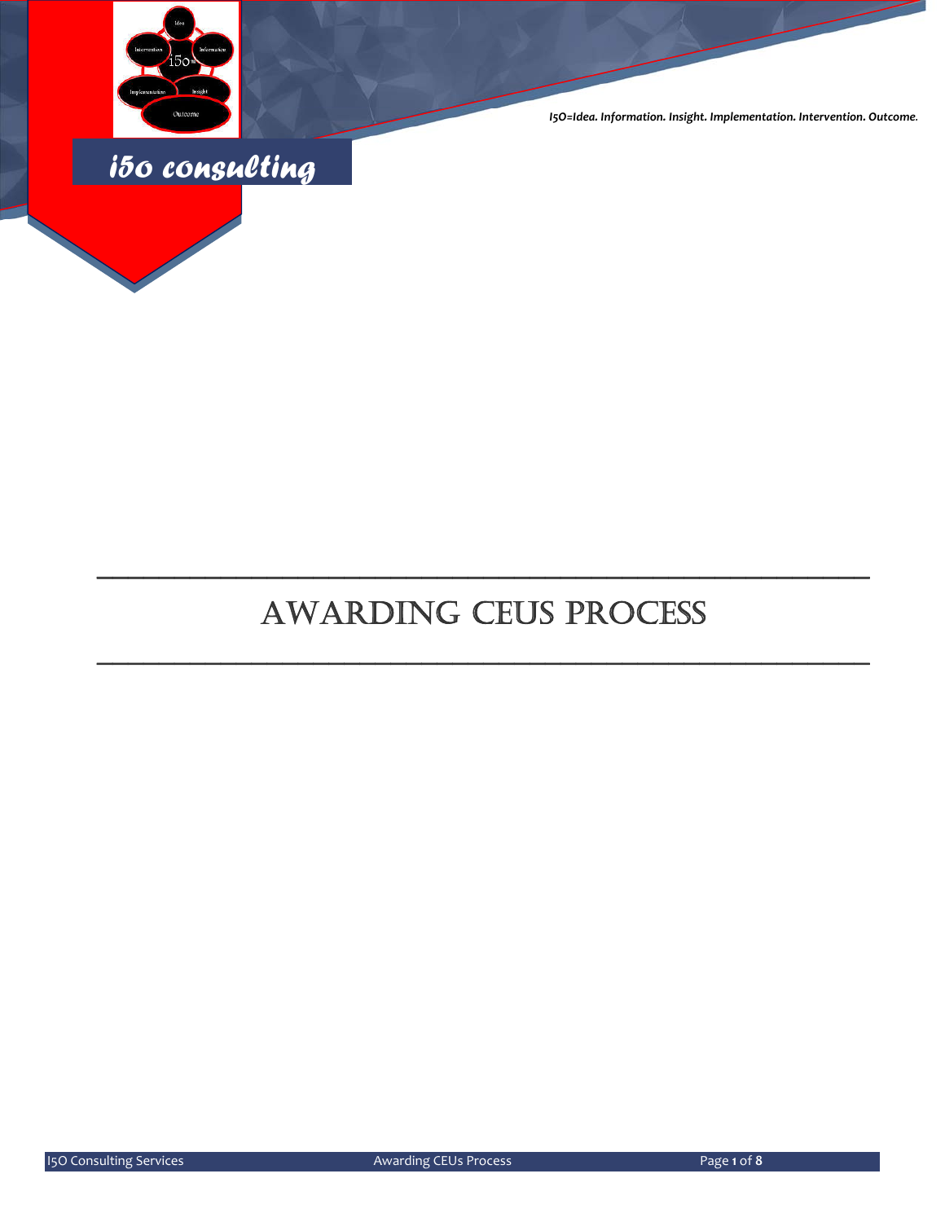*I5O=Idea. Information. Insight. Implementation. Intervention. Outcome.*

*i5o consulting*

# AWARDING CEUS PROCESS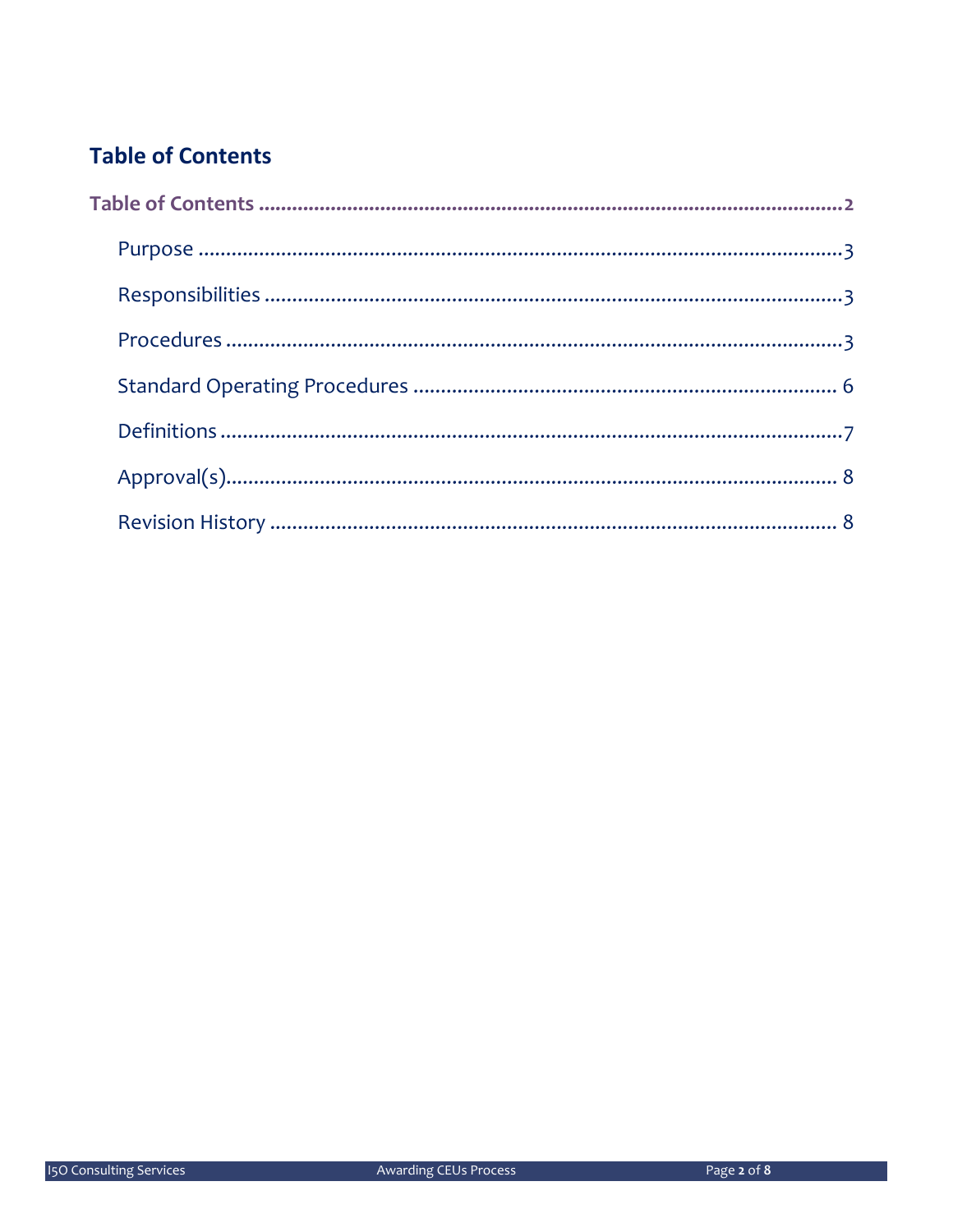## Table of Contents

**Table of Contents** ........................................................................................................ 2

- Purpose ........................................................................................................ 3
- Responsibilities ........................................................................................................ 3
- Procedures ........................................................................................................ 3
- Standard Operating Procedures ........................................................................................................ 6
- Definitions ........................................................................................................ 7
- Approval(s) ........................................................................................................ 8
- Revision History ........................................................................................................ 8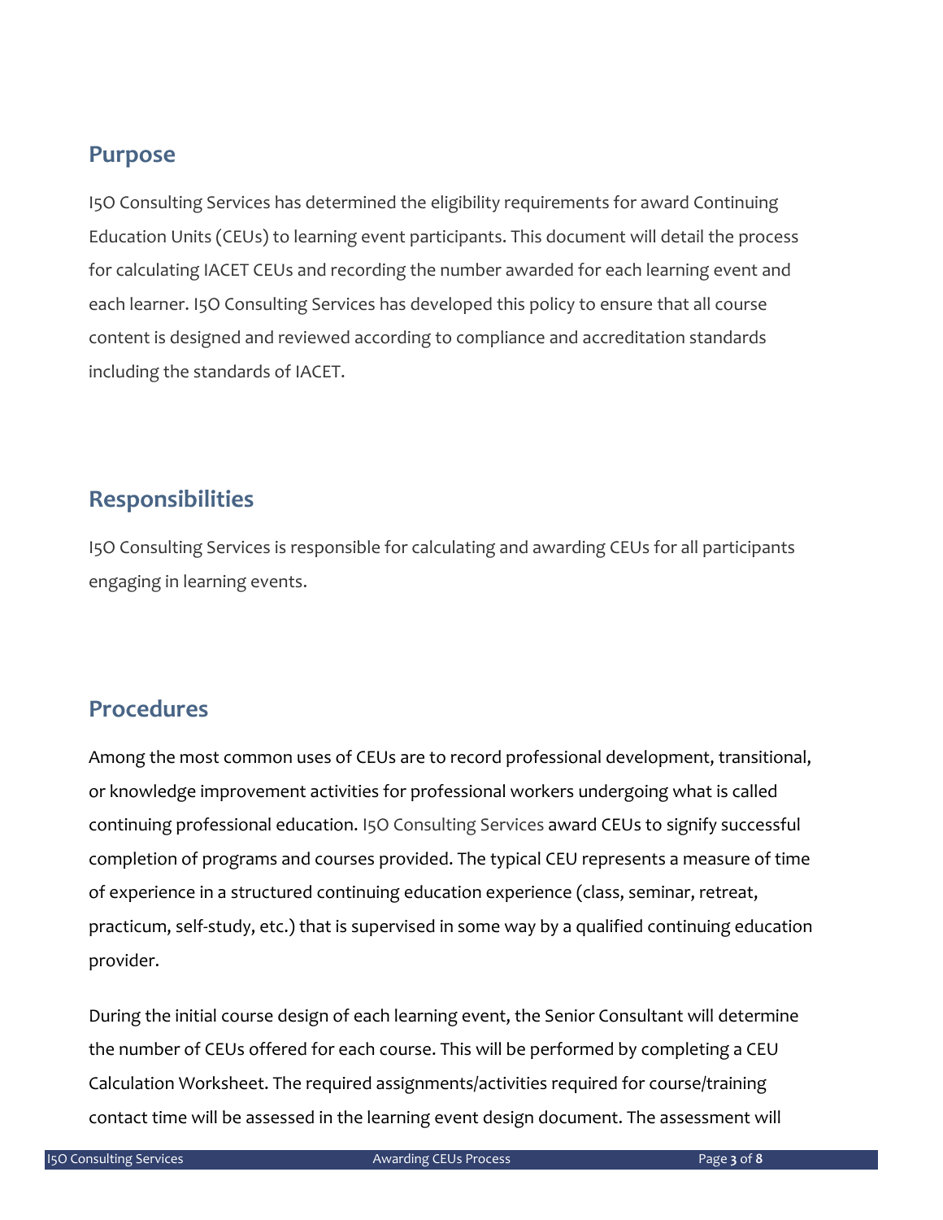## Purpose

I5O Consulting Services has determined the eligibility requirements for award Continuing Education Units (CEUs) to learning event participants. This document will detail the process for calculating IACET CEUs and recording the number awarded for each learning event and each learner. I5O Consulting Services has developed this policy to ensure that all course content is designed and reviewed according to compliance and accreditation standards including the standards of IACET.

## Responsibilities

I5O Consulting Services is responsible for calculating and awarding CEUs for all participants engaging in learning events.

## Procedures

Among the most common uses of CEUs are to record professional development, transitional, or knowledge improvement activities for professional workers undergoing what is called continuing professional education. I5O Consulting Services award CEUs to signify successful completion of programs and courses provided. The typical CEU represents a measure of time of experience in a structured continuing education experience (class, seminar, retreat, practicum, self-study, etc.) that is supervised in some way by a qualified continuing education provider.

During the initial course design of each learning event, the Senior Consultant will determine the number of CEUs offered for each course. This will be performed by completing a CEU Calculation Worksheet. The required assignments/activities required for course/training contact time will be assessed in the learning event design document. The assessment will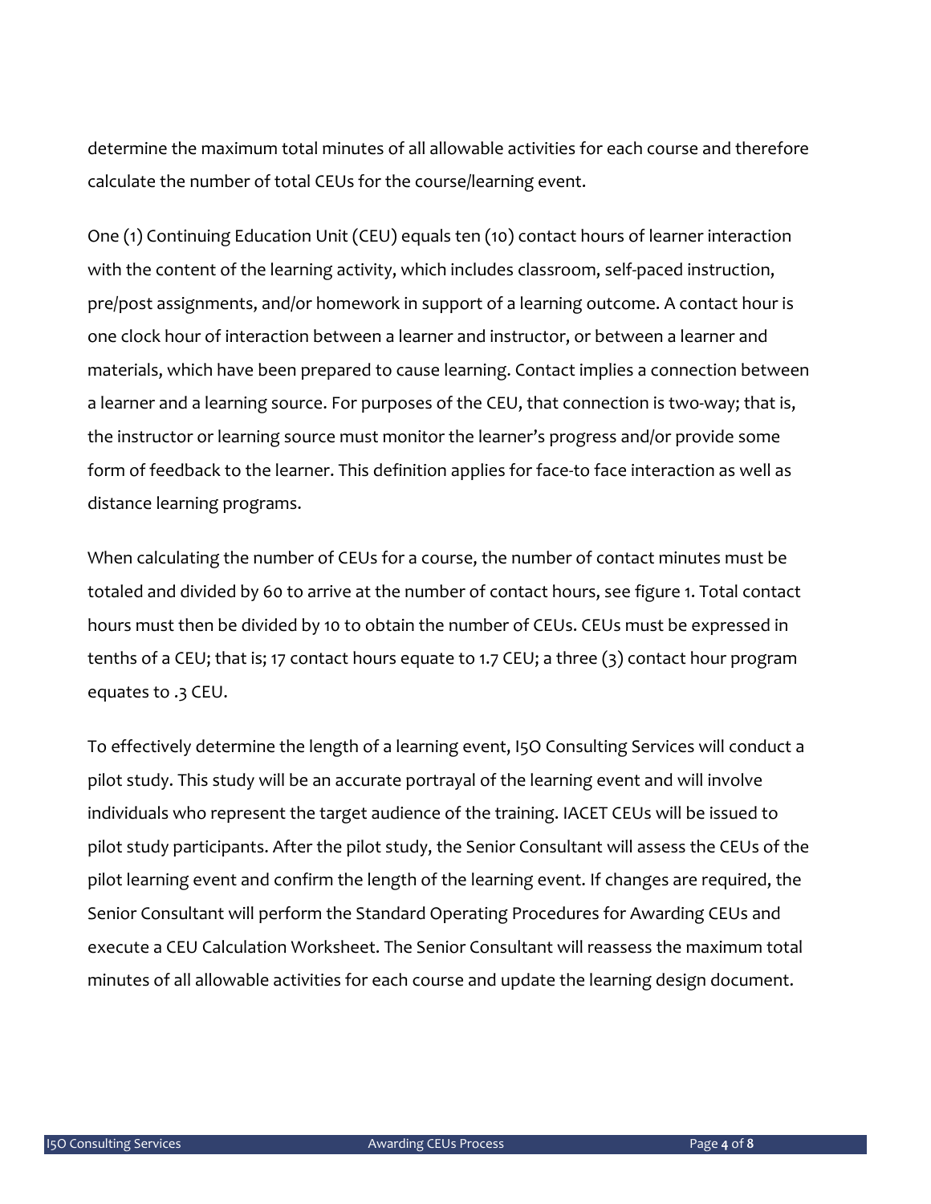determine the maximum total minutes of all allowable activities for each course and therefore calculate the number of total CEUs for the course/learning event.

One (1) Continuing Education Unit (CEU) equals ten (10) contact hours of learner interaction with the content of the learning activity, which includes classroom, self-paced instruction, pre/post assignments, and/or homework in support of a learning outcome. A contact hour is one clock hour of interaction between a learner and instructor, or between a learner and materials, which have been prepared to cause learning. Contact implies a connection between a learner and a learning source. For purposes of the CEU, that connection is two-way; that is, the instructor or learning source must monitor the learner's progress and/or provide some form of feedback to the learner. This definition applies for face-to face interaction as well as distance learning programs.

When calculating the number of CEUs for a course, the number of contact minutes must be totaled and divided by 60 to arrive at the number of contact hours, see figure 1. Total contact hours must then be divided by 10 to obtain the number of CEUs. CEUs must be expressed in tenths of a CEU; that is; 17 contact hours equate to 1.7 CEU; a three (3) contact hour program equates to .3 CEU.

To effectively determine the length of a learning event, I5O Consulting Services will conduct a pilot study. This study will be an accurate portrayal of the learning event and will involve individuals who represent the target audience of the training. IACET CEUs will be issued to pilot study participants. After the pilot study, the Senior Consultant will assess the CEUs of the pilot learning event and confirm the length of the learning event. If changes are required, the Senior Consultant will perform the Standard Operating Procedures for Awarding CEUs and execute a CEU Calculation Worksheet. The Senior Consultant will reassess the maximum total minutes of all allowable activities for each course and update the learning design document.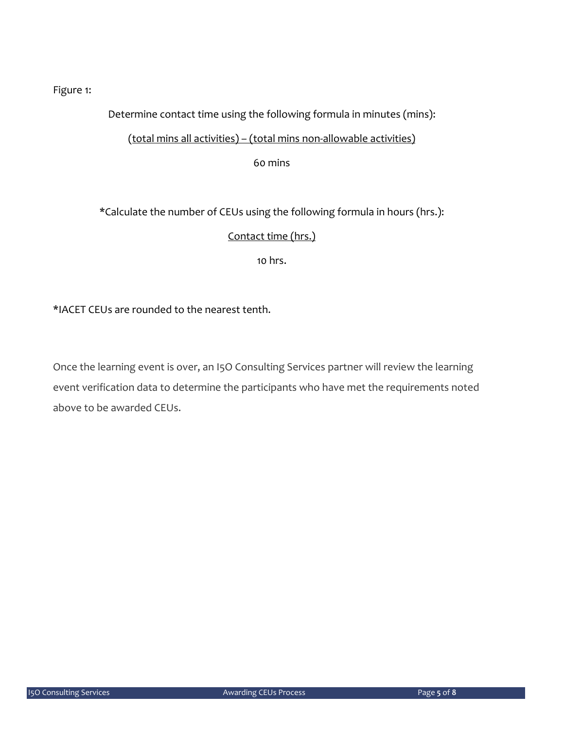Figure 1:

Determine contact time using the following formula in minutes (mins):

$$\frac{\text{(total mins all activities)} - \text{(total mins non-allowable activities)}}{60 \text{ mins}}$$

*Calculate the number of CEUs using the following formula in hours (hrs.):

$$\frac{\text{Contact time (hrs.)}}{10 \text{ hrs.}}$$

*IACET CEUs are rounded to the nearest tenth.

Once the learning event is over, an I5O Consulting Services partner will review the learning event verification data to determine the participants who have met the requirements noted above to be awarded CEUs.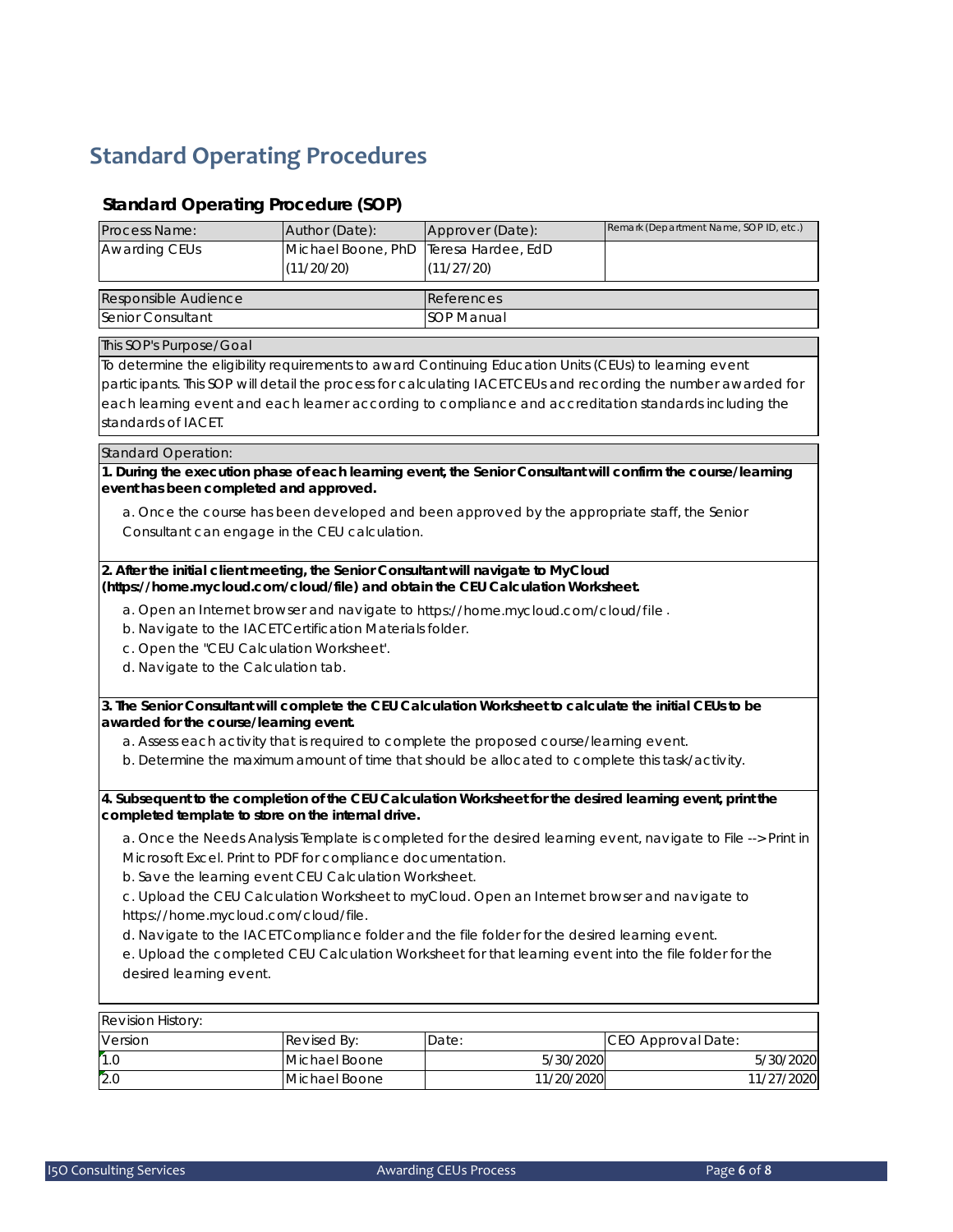# Standard Operating Procedures

## Standard Operating Procedure (SOP)

| Process Name: | Author (Date): | Approver (Date): | Remark (Department Name, SOP ID, etc.) |
|---|---|---|---|
| Awarding CEUs | Michael Boone, PhD (11/20/20) | Teresa Hardee, EdD (11/27/20) | |

| Responsible Audience | References |
|---|---|
| Senior Consultant | SOP Manual |

**This SOP's Purpose/Goal**

To determine the eligibility requirements to award Continuing Education Units (CEUs) to learning event participants. This SOP will detail the process for calculating IACETCEUs and recording the number awarded for each learning event and each learner according to compliance and accreditation standards including the standards of IACET.

**Standard Operation:**

**1. During the execution phase of each learning event, the Senior Consultant will confirm the course/learning event has been completed and approved.**

a. Once the course has been developed and been approved by the appropriate staff, the Senior Consultant can engage in the CEU calculation.

**2. After the initial client meeting, the Senior Consultant will navigate to MyCloud (https://home.mycloud.com/cloud/file) and obtain the CEU Calculation Worksheet.**

a. Open an Internet browser and navigate to https://home.mycloud.com/cloud/file .
b. Navigate to the IACETCertification Materials folder.
c. Open the "CEU Calculation Worksheet'.
d. Navigate to the Calculation tab.

**3. The Senior Consultant will complete the CEU Calculation Worksheet to calculate the initial CEUs to be awarded for the course/learning event.**

a. Assess each activity that is required to complete the proposed course/learning event.
b. Determine the maximum amount of time that should be allocated to complete this task/activity.

**4. Subsequent to the completion of the CEU Calculation Worksheet for the desired learning event, print the completed template to store on the internal drive.**

a. Once the Needs Analysis Template is completed for the desired learning event, navigate to File --> Print in Microsoft Excel. Print to PDF for compliance documentation.
b. Save the learning event CEU Calculation Worksheet.
c. Upload the CEU Calculation Worksheet to myCloud. Open an Internet browser and navigate to https://home.mycloud.com/cloud/file.
d. Navigate to the IACETCompliance folder and the file folder for the desired learning event.
e. Upload the completed CEU Calculation Worksheet for that learning event into the file folder for the desired learning event.

**Revision History:**

| Version | Revised By: | Date: | CEO Approval Date: |
|---|---|---|---|
| 1.0 | Michael Boone | 5/30/2020 | 5/30/2020 |
| 2.0 | Michael Boone | 11/20/2020 | 11/27/2020 |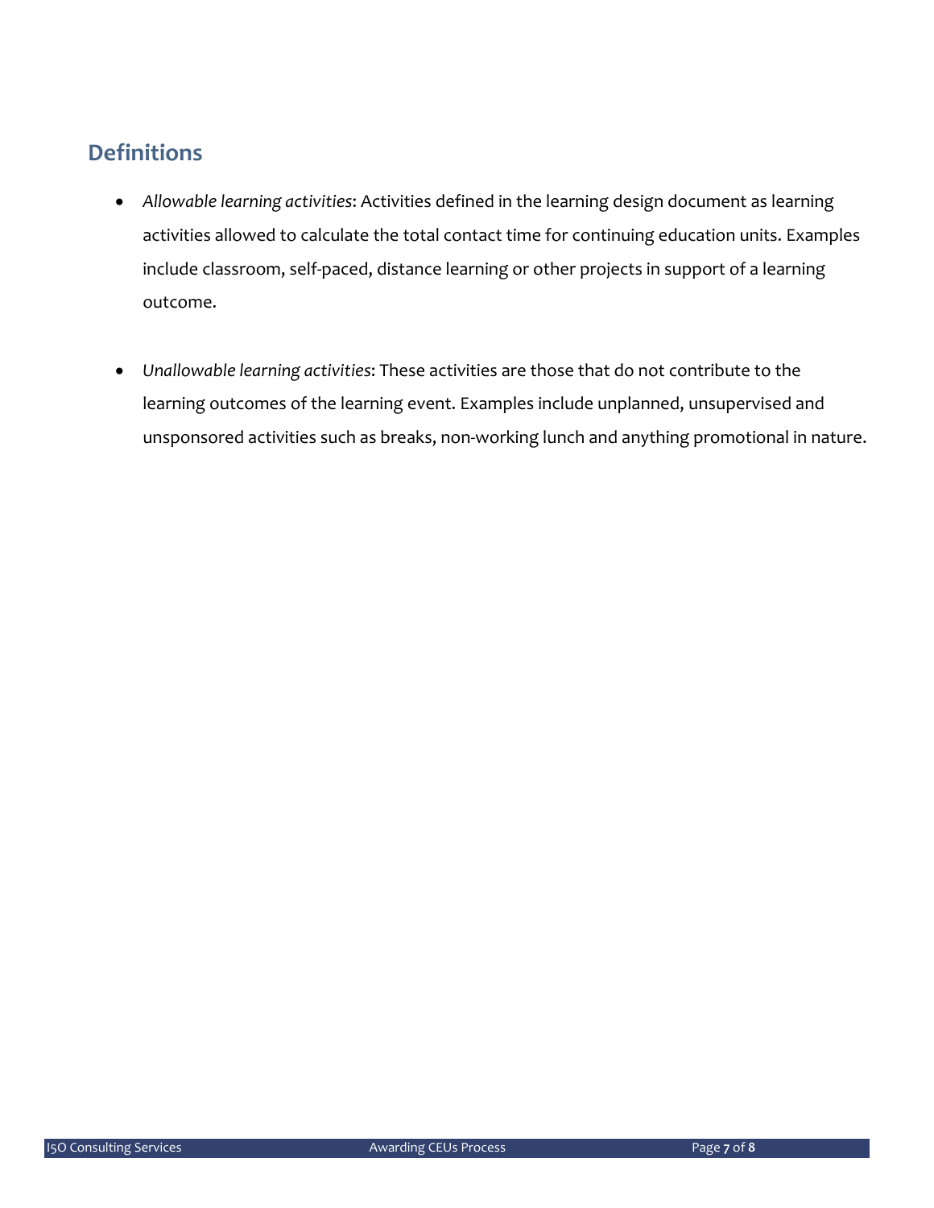## Definitions

- *Allowable learning activities*: Activities defined in the learning design document as learning activities allowed to calculate the total contact time for continuing education units. Examples include classroom, self-paced, distance learning or other projects in support of a learning outcome.

- *Unallowable learning activities*: These activities are those that do not contribute to the learning outcomes of the learning event. Examples include unplanned, unsupervised and unsponsored activities such as breaks, non-working lunch and anything promotional in nature.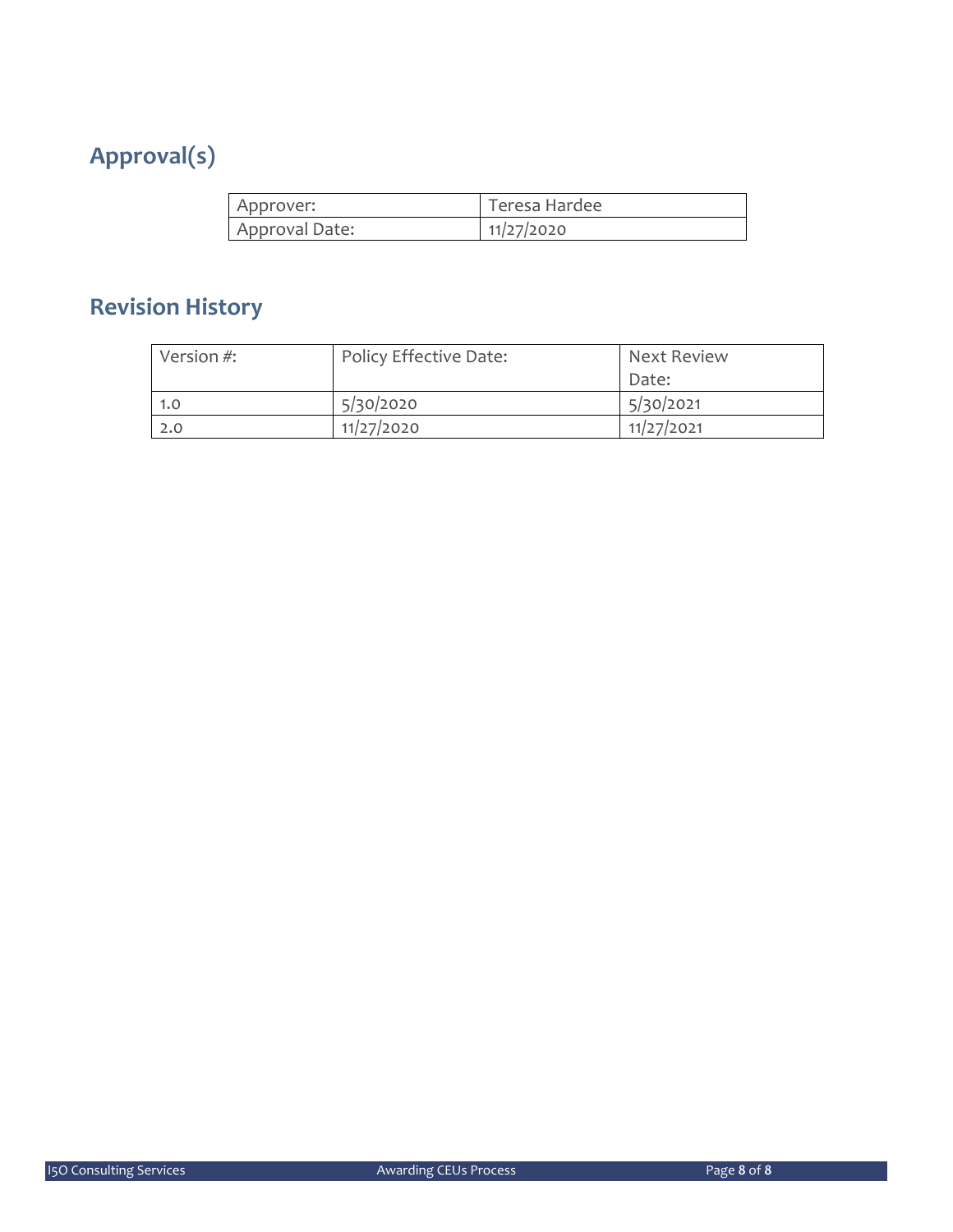## Approval(s)

| | |
|---|---|
| Approver: | Teresa Hardee |
| Approval Date: | 11/27/2020 |

## Revision History

| Version #: | Policy Effective Date: | Next Review Date: |
|---|---|---|
| 1.0 | 5/30/2020 | 5/30/2021 |
| 2.0 | 11/27/2020 | 11/27/2021 |